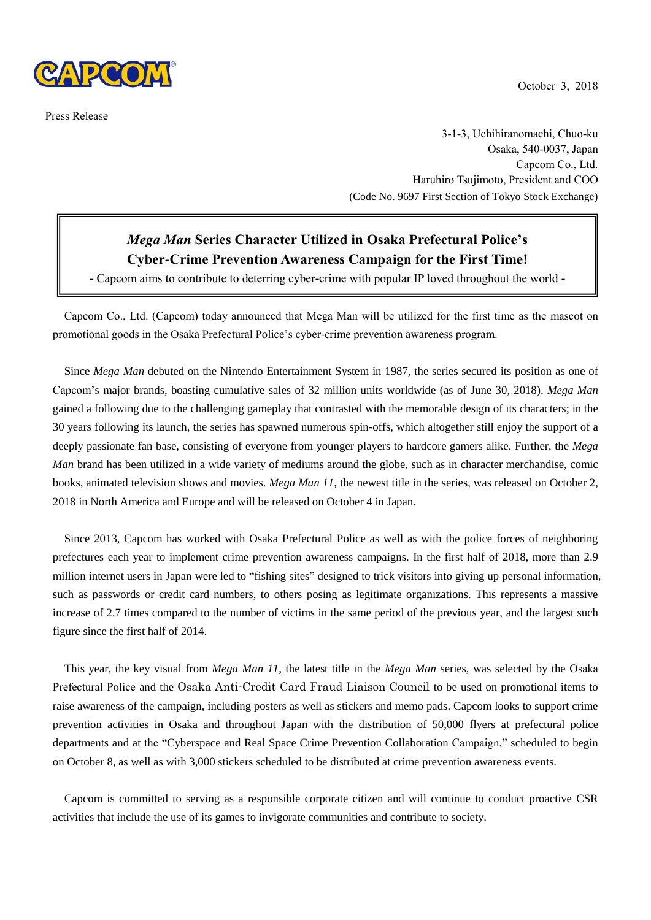CAPCOM

October 3, 2018

Press Release

3-1-3, Uchihiranomachi, Chuo-ku
Osaka, 540-0037, Japan
Capcom Co., Ltd.
Haruhiro Tsujimoto, President and COO
(Code No. 9697 First Section of Tokyo Stock Exchange)

# *Mega Man* Series Character Utilized in Osaka Prefectural Police's Cyber-Crime Prevention Awareness Campaign for the First Time!

- Capcom aims to contribute to deterring cyber-crime with popular IP loved throughout the world -

Capcom Co., Ltd. (Capcom) today announced that Mega Man will be utilized for the first time as the mascot on promotional goods in the Osaka Prefectural Police's cyber-crime prevention awareness program.

Since *Mega Man* debuted on the Nintendo Entertainment System in 1987, the series secured its position as one of Capcom's major brands, boasting cumulative sales of 32 million units worldwide (as of June 30, 2018). *Mega Man* gained a following due to the challenging gameplay that contrasted with the memorable design of its characters; in the 30 years following its launch, the series has spawned numerous spin-offs, which altogether still enjoy the support of a deeply passionate fan base, consisting of everyone from younger players to hardcore gamers alike. Further, the *Mega Man* brand has been utilized in a wide variety of mediums around the globe, such as in character merchandise, comic books, animated television shows and movies. *Mega Man 11*, the newest title in the series, was released on October 2, 2018 in North America and Europe and will be released on October 4 in Japan.

Since 2013, Capcom has worked with Osaka Prefectural Police as well as with the police forces of neighboring prefectures each year to implement crime prevention awareness campaigns. In the first half of 2018, more than 2.9 million internet users in Japan were led to "fishing sites" designed to trick visitors into giving up personal information, such as passwords or credit card numbers, to others posing as legitimate organizations. This represents a massive increase of 2.7 times compared to the number of victims in the same period of the previous year, and the largest such figure since the first half of 2014.

This year, the key visual from *Mega Man 11*, the latest title in the *Mega Man* series, was selected by the Osaka Prefectural Police and the Osaka Anti-Credit Card Fraud Liaison Council to be used on promotional items to raise awareness of the campaign, including posters as well as stickers and memo pads. Capcom looks to support crime prevention activities in Osaka and throughout Japan with the distribution of 50,000 flyers at prefectural police departments and at the "Cyberspace and Real Space Crime Prevention Collaboration Campaign," scheduled to begin on October 8, as well as with 3,000 stickers scheduled to be distributed at crime prevention awareness events.

Capcom is committed to serving as a responsible corporate citizen and will continue to conduct proactive CSR activities that include the use of its games to invigorate communities and contribute to society.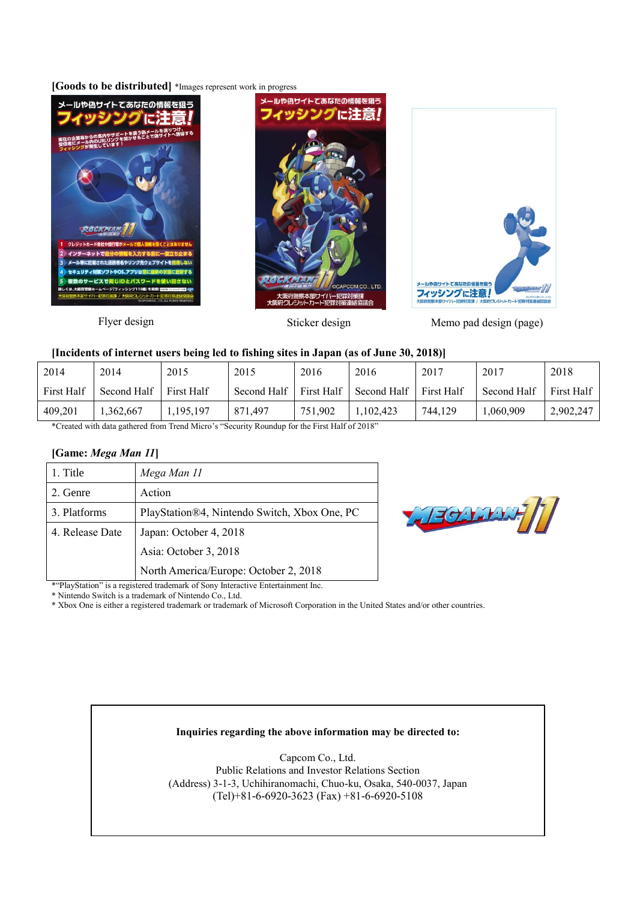**[Goods to be distributed]** *Images represent work in progress

Flyer design

Sticker design

Memo pad design (page)

**[Incidents of internet users being led to fishing sites in Japan (as of June 30, 2018)]**

| 2014 First Half | 2014 Second Half | 2015 First Half | 2015 Second Half | 2016 First Half | 2016 Second Half | 2017 First Half | 2017 Second Half | 2018 First Half |
|---|---|---|---|---|---|---|---|---|
| 409,201 | 1,362,667 | 1,195,197 | 871,497 | 751,902 | 1,102,423 | 744,129 | 1,060,909 | 2,902,247 |

*Created with data gathered from Trend Micro's "Security Roundup for the First Half of 2018"

**[Game: *Mega Man 11*]**

| | |
|---|---|
| 1. Title | *Mega Man 11* |
| 2. Genre | Action |
| 3. Platforms | PlayStation®4, Nintendo Switch, Xbox One, PC |
| 4. Release Date | Japan: October 4, 2018<br>Asia: October 3, 2018<br>North America/Europe: October 2, 2018 |

*"PlayStation" is a registered trademark of Sony Interactive Entertainment Inc.
* Nintendo Switch is a trademark of Nintendo Co., Ltd.
* Xbox One is either a registered trademark or trademark of Microsoft Corporation in the United States and/or other countries.

**Inquiries regarding the above information may be directed to:**

Capcom Co., Ltd.
Public Relations and Investor Relations Section
(Address) 3-1-3, Uchihiranomachi, Chuo-ku, Osaka, 540-0037, Japan
(Tel)+81-6-6920-3623 (Fax) +81-6-6920-5108